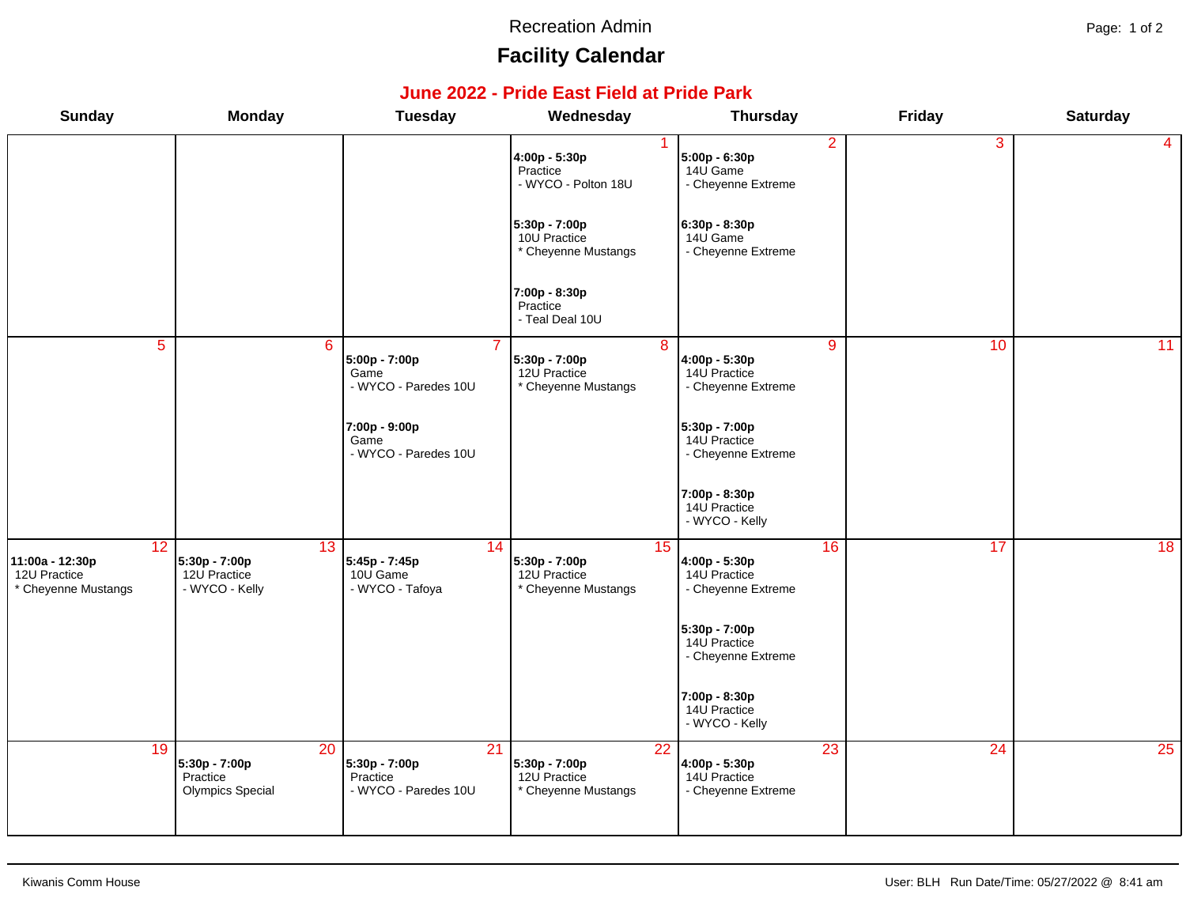Recreation Admin

# Facility Calendar

## June 2022 - Pride East Field at Pride Park

| Sunday | Monday | Tuesday | Wednesday | Thursday | Friday | Saturday |
|---|---|---|---|---|---|---|
| | | | **1**<br>**4:00p - 5:30p**<br>Practice<br>- WYCO - Polton 18U<br><br>**5:30p - 7:00p**<br>10U Practice<br>* Cheyenne Mustangs<br><br>**7:00p - 8:30p**<br>Practice<br>- Teal Deal 10U | **2**<br>**5:00p - 6:30p**<br>14U Game<br>- Cheyenne Extreme<br><br>**6:30p - 8:30p**<br>14U Game<br>- Cheyenne Extreme | **3** | **4** |
| **5** | **6** | **7**<br>**5:00p - 7:00p**<br>Game<br>- WYCO - Paredes 10U<br><br>**7:00p - 9:00p**<br>Game<br>- WYCO - Paredes 10U | **8**<br>**5:30p - 7:00p**<br>12U Practice<br>* Cheyenne Mustangs | **9**<br>**4:00p - 5:30p**<br>14U Practice<br>- Cheyenne Extreme<br><br>**5:30p - 7:00p**<br>14U Practice<br>- Cheyenne Extreme<br><br>**7:00p - 8:30p**<br>14U Practice<br>- WYCO - Kelly | **10** | **11** |
| **12**<br>**11:00a - 12:30p**<br>12U Practice<br>* Cheyenne Mustangs | **13**<br>**5:30p - 7:00p**<br>12U Practice<br>- WYCO - Kelly | **14**<br>**5:45p - 7:45p**<br>10U Game<br>- WYCO - Tafoya | **15**<br>**5:30p - 7:00p**<br>12U Practice<br>* Cheyenne Mustangs | **16**<br>**4:00p - 5:30p**<br>14U Practice<br>- Cheyenne Extreme<br><br>**5:30p - 7:00p**<br>14U Practice<br>- Cheyenne Extreme<br><br>**7:00p - 8:30p**<br>14U Practice<br>- WYCO - Kelly | **17** | **18** |
| **19** | **20**<br>**5:30p - 7:00p**<br>Practice<br>Olympics Special | **21**<br>**5:30p - 7:00p**<br>Practice<br>- WYCO - Paredes 10U | **22**<br>**5:30p - 7:00p**<br>12U Practice<br>* Cheyenne Mustangs | **23**<br>**4:00p - 5:30p**<br>14U Practice<br>- Cheyenne Extreme | **24** | **25** |

Kiwanis Comm House

User: BLH Run Date/Time: 05/27/2022 @ 8:41 am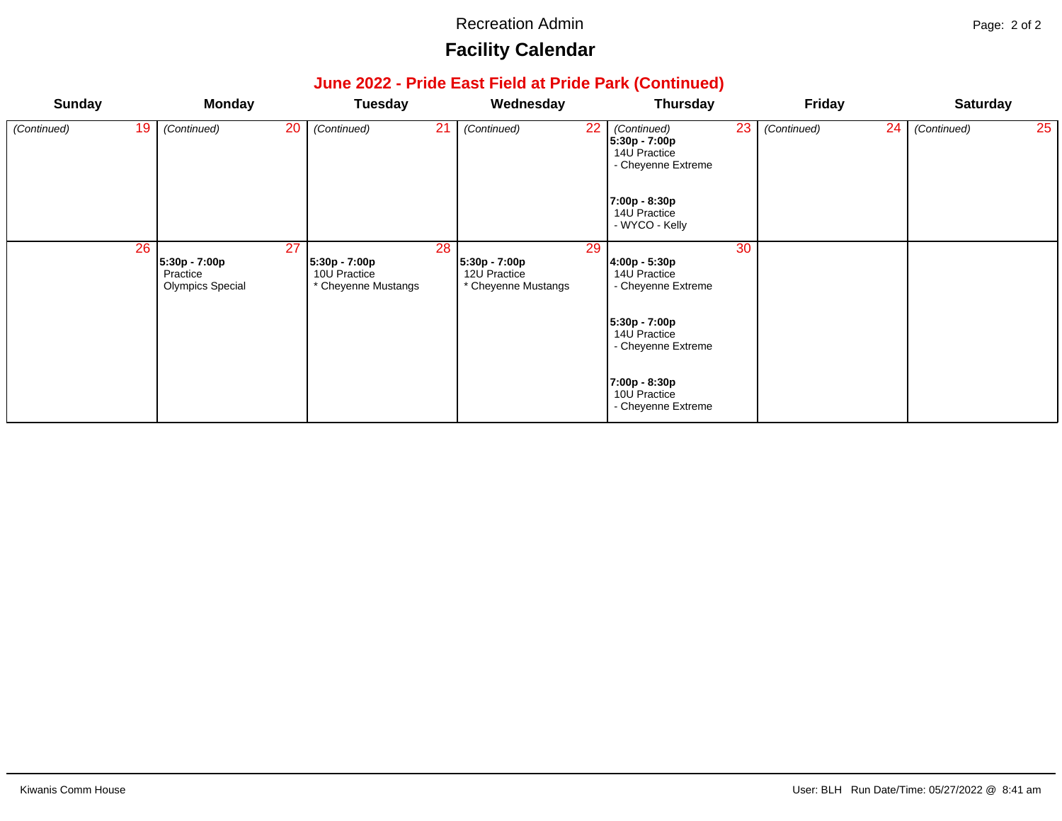Recreation Admin

# Facility Calendar

## June 2022 - Pride East Field at Pride Park (Continued)

| Sunday | Monday | Tuesday | Wednesday | Thursday | Friday | Saturday |
|---|---|---|---|---|---|---|
| *(Continued)* 19 | *(Continued)* 20 | *(Continued)* 21 | *(Continued)* 22 | *(Continued)* 23<br>**5:30p - 7:00p**<br>14U Practice<br>- Cheyenne Extreme<br><br>**7:00p - 8:30p**<br>14U Practice<br>- WYCO - Kelly | *(Continued)* 24 | *(Continued)* 25 |
| 26 | 27<br>**5:30p - 7:00p**<br>Practice<br>Olympics Special | 28<br>**5:30p - 7:00p**<br>10U Practice<br>* Cheyenne Mustangs | 29<br>**5:30p - 7:00p**<br>12U Practice<br>* Cheyenne Mustangs | 30<br>**4:00p - 5:30p**<br>14U Practice<br>- Cheyenne Extreme<br><br>**5:30p - 7:00p**<br>14U Practice<br>- Cheyenne Extreme<br><br>**7:00p - 8:30p**<br>10U Practice<br>- Cheyenne Extreme | | |

Kiwanis Comm House

User: BLH Run Date/Time: 05/27/2022 @ 8:41 am